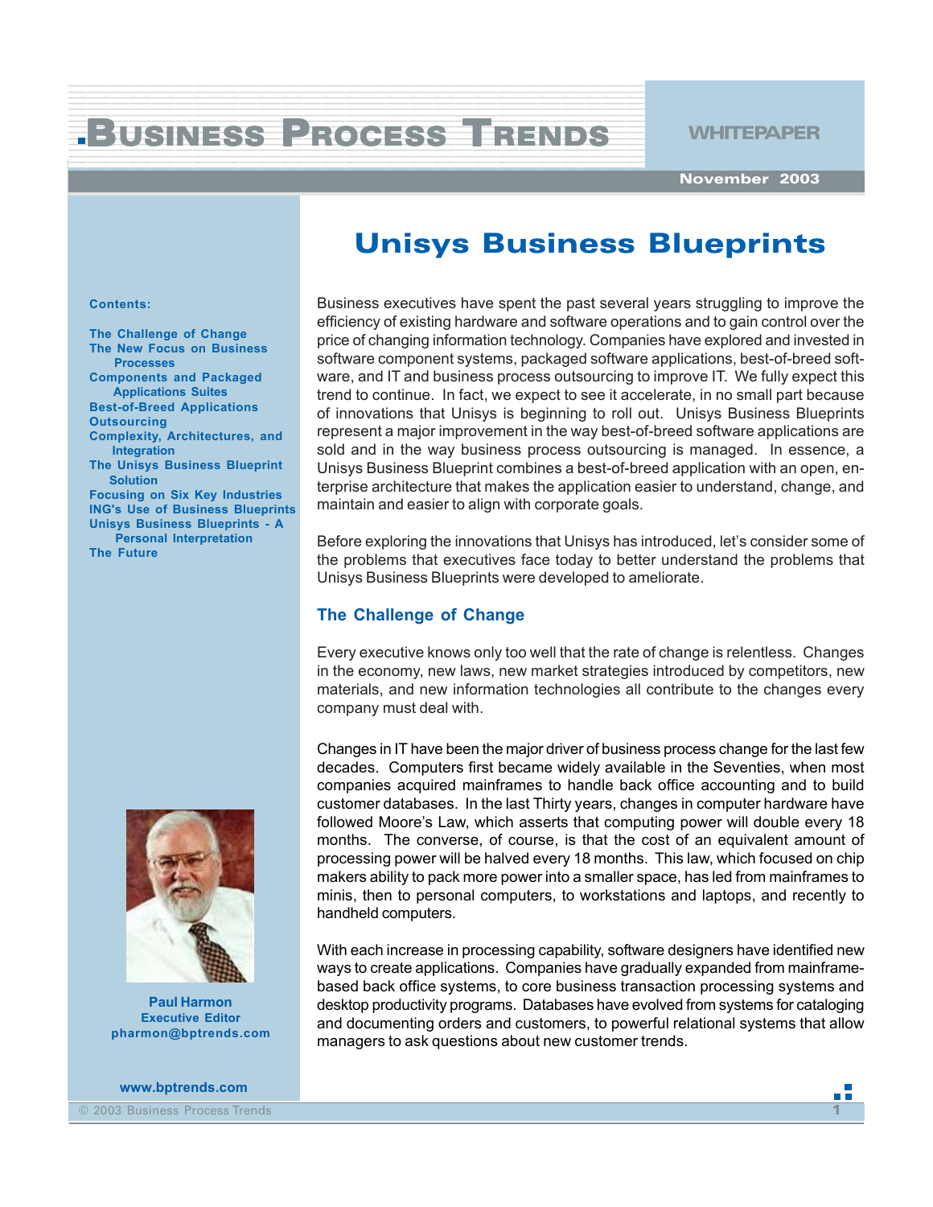# Business Process Trends

WHITEPAPER

November 2003

# Unisys Business Blueprints

**Contents:**

- The Challenge of Change
- The New Focus on Business Processes
- Components and Packaged Applications Suites
- Best-of-Breed Applications
- Outsourcing
- Complexity, Architectures, and Integration
- The Unisys Business Blueprint Solution
- Focusing on Six Key Industries
- ING's Use of Business Blueprints
- Unisys Business Blueprints - A Personal Interpretation
- The Future

**Paul Harmon**
Executive Editor
pharmon@bptrends.com

www.bptrends.com

Business executives have spent the past several years struggling to improve the efficiency of existing hardware and software operations and to gain control over the price of changing information technology. Companies have explored and invested in software component systems, packaged software applications, best-of-breed software, and IT and business process outsourcing to improve IT. We fully expect this trend to continue. In fact, we expect to see it accelerate, in no small part because of innovations that Unisys is beginning to roll out. Unisys Business Blueprints represent a major improvement in the way best-of-breed software applications are sold and in the way business process outsourcing is managed. In essence, a Unisys Business Blueprint combines a best-of-breed application with an open, enterprise architecture that makes the application easier to understand, change, and maintain and easier to align with corporate goals.

Before exploring the innovations that Unisys has introduced, let's consider some of the problems that executives face today to better understand the problems that Unisys Business Blueprints were developed to ameliorate.

## The Challenge of Change

Every executive knows only too well that the rate of change is relentless. Changes in the economy, new laws, new market strategies introduced by competitors, new materials, and new information technologies all contribute to the changes every company must deal with.

Changes in IT have been the major driver of business process change for the last few decades. Computers first became widely available in the Seventies, when most companies acquired mainframes to handle back office accounting and to build customer databases. In the last Thirty years, changes in computer hardware have followed Moore's Law, which asserts that computing power will double every 18 months. The converse, of course, is that the cost of an equivalent amount of processing power will be halved every 18 months. This law, which focused on chip makers ability to pack more power into a smaller space, has led from mainframes to minis, then to personal computers, to workstations and laptops, and recently to handheld computers.

With each increase in processing capability, software designers have identified new ways to create applications. Companies have gradually expanded from mainframe-based back office systems, to core business transaction processing systems and desktop productivity programs. Databases have evolved from systems for cataloging and documenting orders and customers, to powerful relational systems that allow managers to ask questions about new customer trends.

© 2003 Business Process Trends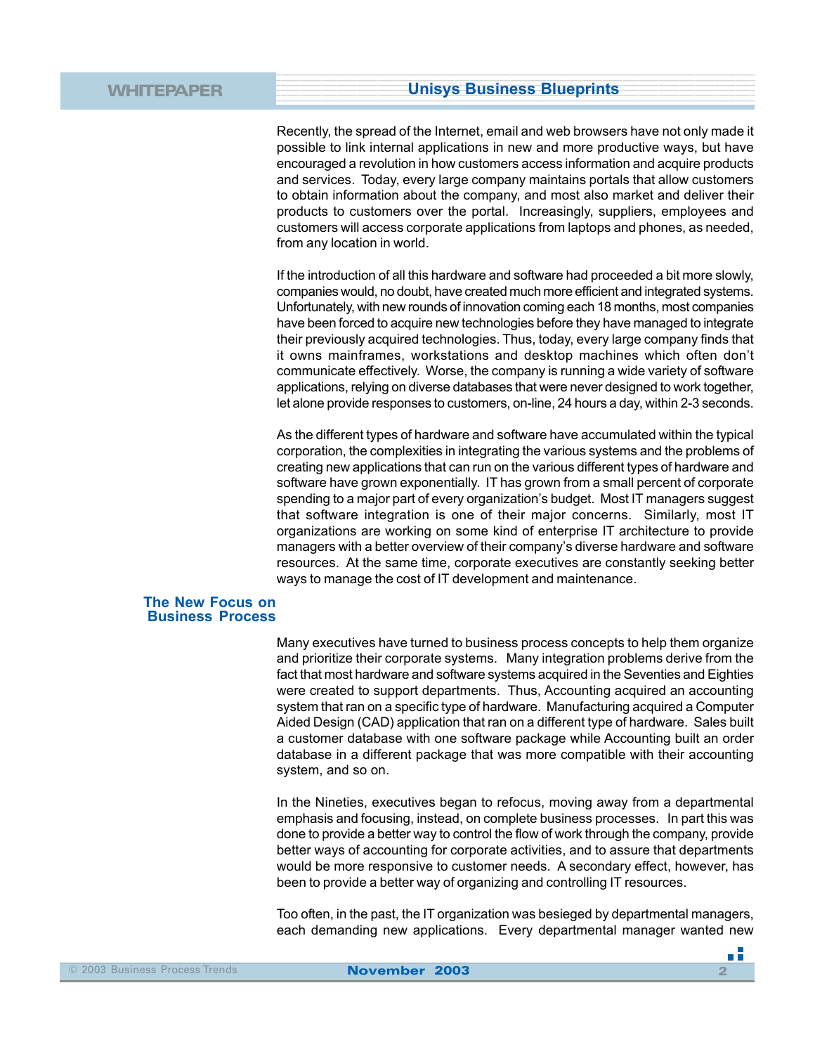Recently, the spread of the Internet, email and web browsers have not only made it possible to link internal applications in new and more productive ways, but have encouraged a revolution in how customers access information and acquire products and services. Today, every large company maintains portals that allow customers to obtain information about the company, and most also market and deliver their products to customers over the portal. Increasingly, suppliers, employees and customers will access corporate applications from laptops and phones, as needed, from any location in world.

If the introduction of all this hardware and software had proceeded a bit more slowly, companies would, no doubt, have created much more efficient and integrated systems. Unfortunately, with new rounds of innovation coming each 18 months, most companies have been forced to acquire new technologies before they have managed to integrate their previously acquired technologies. Thus, today, every large company finds that it owns mainframes, workstations and desktop machines which often don't communicate effectively. Worse, the company is running a wide variety of software applications, relying on diverse databases that were never designed to work together, let alone provide responses to customers, on-line, 24 hours a day, within 2-3 seconds.

As the different types of hardware and software have accumulated within the typical corporation, the complexities in integrating the various systems and the problems of creating new applications that can run on the various different types of hardware and software have grown exponentially. IT has grown from a small percent of corporate spending to a major part of every organization's budget. Most IT managers suggest that software integration is one of their major concerns. Similarly, most IT organizations are working on some kind of enterprise IT architecture to provide managers with a better overview of their company's diverse hardware and software resources. At the same time, corporate executives are constantly seeking better ways to manage the cost of IT development and maintenance.

## The New Focus on Business Process

Many executives have turned to business process concepts to help them organize and prioritize their corporate systems. Many integration problems derive from the fact that most hardware and software systems acquired in the Seventies and Eighties were created to support departments. Thus, Accounting acquired an accounting system that ran on a specific type of hardware. Manufacturing acquired a Computer Aided Design (CAD) application that ran on a different type of hardware. Sales built a customer database with one software package while Accounting built an order database in a different package that was more compatible with their accounting system, and so on.

In the Nineties, executives began to refocus, moving away from a departmental emphasis and focusing, instead, on complete business processes. In part this was done to provide a better way to control the flow of work through the company, provide better ways of accounting for corporate activities, and to assure that departments would be more responsive to customer needs. A secondary effect, however, has been to provide a better way of organizing and controlling IT resources.

Too often, in the past, the IT organization was besieged by departmental managers, each demanding new applications. Every departmental manager wanted new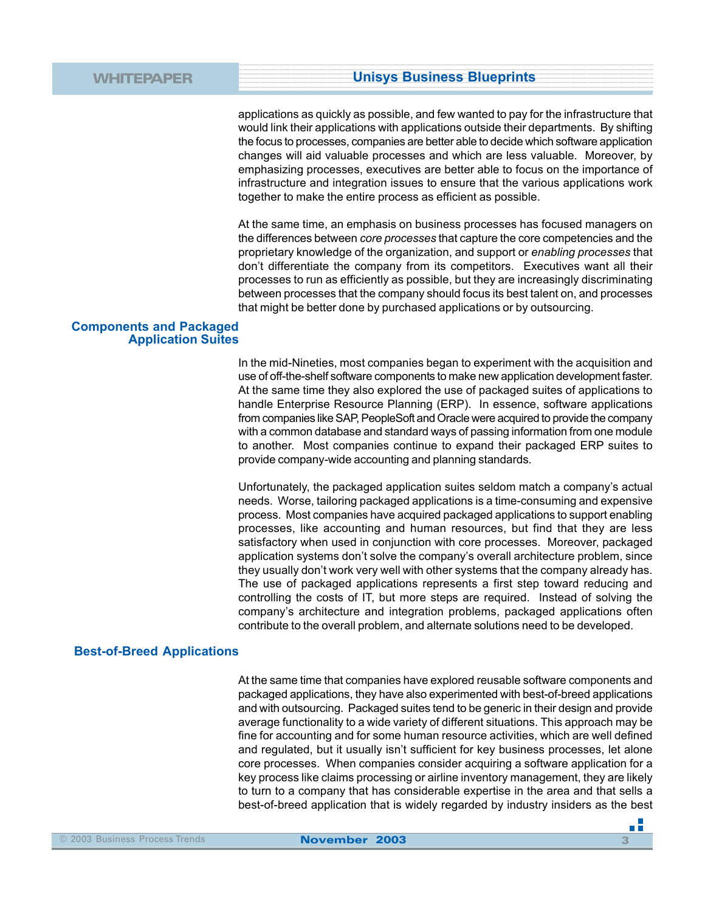applications as quickly as possible, and few wanted to pay for the infrastructure that would link their applications with applications outside their departments. By shifting the focus to processes, companies are better able to decide which software application changes will aid valuable processes and which are less valuable. Moreover, by emphasizing processes, executives are better able to focus on the importance of infrastructure and integration issues to ensure that the various applications work together to make the entire process as efficient as possible.

At the same time, an emphasis on business processes has focused managers on the differences between *core processes* that capture the core competencies and the proprietary knowledge of the organization, and support or *enabling processes* that don't differentiate the company from its competitors. Executives want all their processes to run as efficiently as possible, but they are increasingly discriminating between processes that the company should focus its best talent on, and processes that might be better done by purchased applications or by outsourcing.

## Components and Packaged Application Suites

In the mid-Nineties, most companies began to experiment with the acquisition and use of off-the-shelf software components to make new application development faster. At the same time they also explored the use of packaged suites of applications to handle Enterprise Resource Planning (ERP). In essence, software applications from companies like SAP, PeopleSoft and Oracle were acquired to provide the company with a common database and standard ways of passing information from one module to another. Most companies continue to expand their packaged ERP suites to provide company-wide accounting and planning standards.

Unfortunately, the packaged application suites seldom match a company's actual needs. Worse, tailoring packaged applications is a time-consuming and expensive process. Most companies have acquired packaged applications to support enabling processes, like accounting and human resources, but find that they are less satisfactory when used in conjunction with core processes. Moreover, packaged application systems don't solve the company's overall architecture problem, since they usually don't work very well with other systems that the company already has. The use of packaged applications represents a first step toward reducing and controlling the costs of IT, but more steps are required. Instead of solving the company's architecture and integration problems, packaged applications often contribute to the overall problem, and alternate solutions need to be developed.

## Best-of-Breed Applications

At the same time that companies have explored reusable software components and packaged applications, they have also experimented with best-of-breed applications and with outsourcing. Packaged suites tend to be generic in their design and provide average functionality to a wide variety of different situations. This approach may be fine for accounting and for some human resource activities, which are well defined and regulated, but it usually isn't sufficient for key business processes, let alone core processes. When companies consider acquiring a software application for a key process like claims processing or airline inventory management, they are likely to turn to a company that has considerable expertise in the area and that sells a best-of-breed application that is widely regarded by industry insiders as the best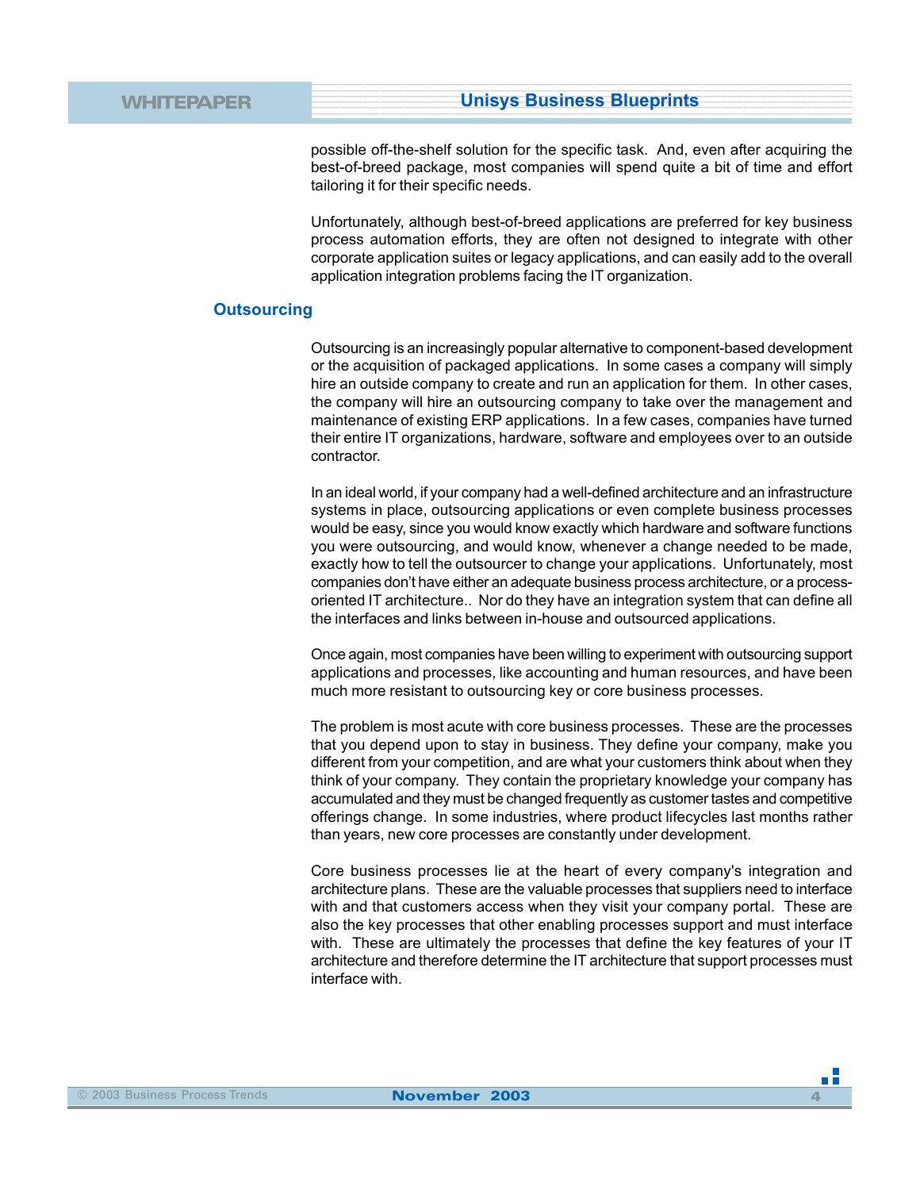possible off-the-shelf solution for the specific task. And, even after acquiring the best-of-breed package, most companies will spend quite a bit of time and effort tailoring it for their specific needs.

Unfortunately, although best-of-breed applications are preferred for key business process automation efforts, they are often not designed to integrate with other corporate application suites or legacy applications, and can easily add to the overall application integration problems facing the IT organization.

## Outsourcing

Outsourcing is an increasingly popular alternative to component-based development or the acquisition of packaged applications. In some cases a company will simply hire an outside company to create and run an application for them. In other cases, the company will hire an outsourcing company to take over the management and maintenance of existing ERP applications. In a few cases, companies have turned their entire IT organizations, hardware, software and employees over to an outside contractor.

In an ideal world, if your company had a well-defined architecture and an infrastructure systems in place, outsourcing applications or even complete business processes would be easy, since you would know exactly which hardware and software functions you were outsourcing, and would know, whenever a change needed to be made, exactly how to tell the outsourcer to change your applications. Unfortunately, most companies don't have either an adequate business process architecture, or a process-oriented IT architecture.. Nor do they have an integration system that can define all the interfaces and links between in-house and outsourced applications.

Once again, most companies have been willing to experiment with outsourcing support applications and processes, like accounting and human resources, and have been much more resistant to outsourcing key or core business processes.

The problem is most acute with core business processes. These are the processes that you depend upon to stay in business. They define your company, make you different from your competition, and are what your customers think about when they think of your company. They contain the proprietary knowledge your company has accumulated and they must be changed frequently as customer tastes and competitive offerings change. In some industries, where product lifecycles last months rather than years, new core processes are constantly under development.

Core business processes lie at the heart of every company's integration and architecture plans. These are the valuable processes that suppliers need to interface with and that customers access when they visit your company portal. These are also the key processes that other enabling processes support and must interface with. These are ultimately the processes that define the key features of your IT architecture and therefore determine the IT architecture that support processes must interface with.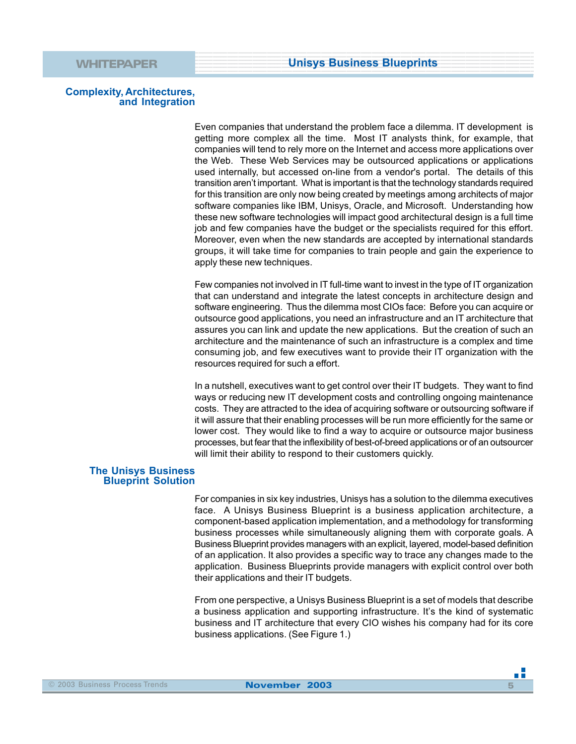## Complexity, Architectures, and Integration

Even companies that understand the problem face a dilemma. IT development is getting more complex all the time. Most IT analysts think, for example, that companies will tend to rely more on the Internet and access more applications over the Web. These Web Services may be outsourced applications or applications used internally, but accessed on-line from a vendor's portal. The details of this transition aren't important. What is important is that the technology standards required for this transition are only now being created by meetings among architects of major software companies like IBM, Unisys, Oracle, and Microsoft. Understanding how these new software technologies will impact good architectural design is a full time job and few companies have the budget or the specialists required for this effort. Moreover, even when the new standards are accepted by international standards groups, it will take time for companies to train people and gain the experience to apply these new techniques.

Few companies not involved in IT full-time want to invest in the type of IT organization that can understand and integrate the latest concepts in architecture design and software engineering. Thus the dilemma most CIOs face: Before you can acquire or outsource good applications, you need an infrastructure and an IT architecture that assures you can link and update the new applications. But the creation of such an architecture and the maintenance of such an infrastructure is a complex and time consuming job, and few executives want to provide their IT organization with the resources required for such a effort.

In a nutshell, executives want to get control over their IT budgets. They want to find ways or reducing new IT development costs and controlling ongoing maintenance costs. They are attracted to the idea of acquiring software or outsourcing software if it will assure that their enabling processes will be run more efficiently for the same or lower cost. They would like to find a way to acquire or outsource major business processes, but fear that the inflexibility of best-of-breed applications or of an outsourcer will limit their ability to respond to their customers quickly.

## The Unisys Business Blueprint Solution

For companies in six key industries, Unisys has a solution to the dilemma executives face. A Unisys Business Blueprint is a business application architecture, a component-based application implementation, and a methodology for transforming business processes while simultaneously aligning them with corporate goals. A Business Blueprint provides managers with an explicit, layered, model-based definition of an application. It also provides a specific way to trace any changes made to the application. Business Blueprints provide managers with explicit control over both their applications and their IT budgets.

From one perspective, a Unisys Business Blueprint is a set of models that describe a business application and supporting infrastructure. It's the kind of systematic business and IT architecture that every CIO wishes his company had for its core business applications. (See Figure 1.)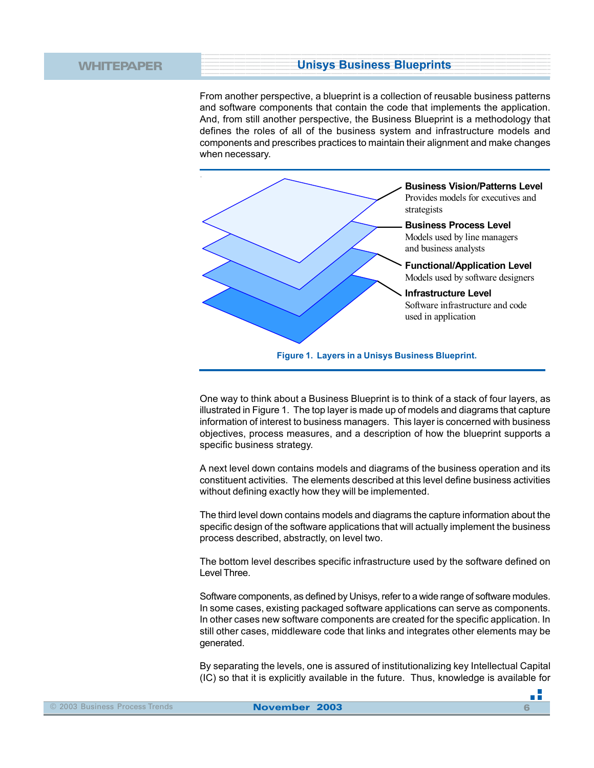From another perspective, a blueprint is a collection of reusable business patterns and software components that contain the code that implements the application. And, from still another perspective, the Business Blueprint is a methodology that defines the roles of all of the business system and infrastructure models and components and prescribes practices to maintain their alignment and make changes when necessary.

**Business Vision/Patterns Level**
Provides models for executives and strategists

**Business Process Level**
Models used by line managers and business analysts

**Functional/Application Level**
Models used by software designers

**Infrastructure Level**
Software infrastructure and code used in application

**Figure 1. Layers in a Unisys Business Blueprint.**

One way to think about a Business Blueprint is to think of a stack of four layers, as illustrated in Figure 1. The top layer is made up of models and diagrams that capture information of interest to business managers. This layer is concerned with business objectives, process measures, and a description of how the blueprint supports a specific business strategy.

A next level down contains models and diagrams of the business operation and its constituent activities. The elements described at this level define business activities without defining exactly how they will be implemented.

The third level down contains models and diagrams the capture information about the specific design of the software applications that will actually implement the business process described, abstractly, on level two.

The bottom level describes specific infrastructure used by the software defined on Level Three.

Software components, as defined by Unisys, refer to a wide range of software modules. In some cases, existing packaged software applications can serve as components. In other cases new software components are created for the specific application. In still other cases, middleware code that links and integrates other elements may be generated.

By separating the levels, one is assured of institutionalizing key Intellectual Capital (IC) so that it is explicitly available in the future. Thus, knowledge is available for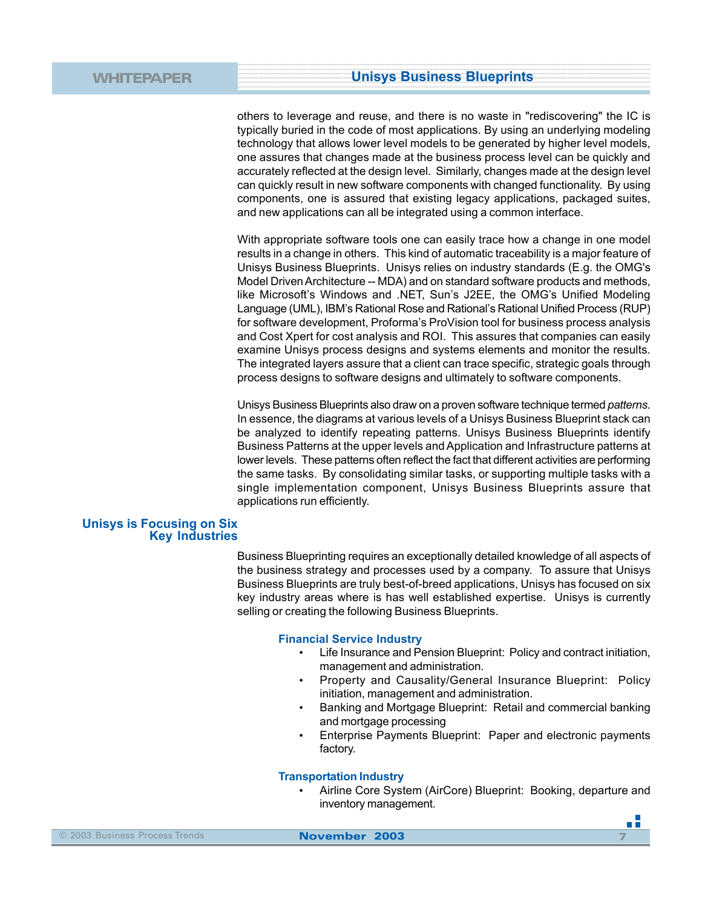others to leverage and reuse, and there is no waste in "rediscovering" the IC is typically buried in the code of most applications. By using an underlying modeling technology that allows lower level models to be generated by higher level models, one assures that changes made at the business process level can be quickly and accurately reflected at the design level. Similarly, changes made at the design level can quickly result in new software components with changed functionality. By using components, one is assured that existing legacy applications, packaged suites, and new applications can all be integrated using a common interface.

With appropriate software tools one can easily trace how a change in one model results in a change in others. This kind of automatic traceability is a major feature of Unisys Business Blueprints. Unisys relies on industry standards (E.g. the OMG's Model Driven Architecture -- MDA) and on standard software products and methods, like Microsoft's Windows and .NET, Sun's J2EE, the OMG's Unified Modeling Language (UML), IBM's Rational Rose and Rational's Rational Unified Process (RUP) for software development, Proforma's ProVision tool for business process analysis and Cost Xpert for cost analysis and ROI. This assures that companies can easily examine Unisys process designs and systems elements and monitor the results. The integrated layers assure that a client can trace specific, strategic goals through process designs to software designs and ultimately to software components.

Unisys Business Blueprints also draw on a proven software technique termed *patterns.* In essence, the diagrams at various levels of a Unisys Business Blueprint stack can be analyzed to identify repeating patterns. Unisys Business Blueprints identify Business Patterns at the upper levels and Application and Infrastructure patterns at lower levels. These patterns often reflect the fact that different activities are performing the same tasks. By consolidating similar tasks, or supporting multiple tasks with a single implementation component, Unisys Business Blueprints assure that applications run efficiently.

## Unisys is Focusing on Six Key Industries

Business Blueprinting requires an exceptionally detailed knowledge of all aspects of the business strategy and processes used by a company. To assure that Unisys Business Blueprints are truly best-of-breed applications, Unisys has focused on six key industry areas where is has well established expertise. Unisys is currently selling or creating the following Business Blueprints.

### Financial Service Industry

- Life Insurance and Pension Blueprint: Policy and contract initiation, management and administration.
- Property and Causality/General Insurance Blueprint: Policy initiation, management and administration.
- Banking and Mortgage Blueprint: Retail and commercial banking and mortgage processing
- Enterprise Payments Blueprint: Paper and electronic payments factory.

### Transportation Industry

- Airline Core System (AirCore) Blueprint: Booking, departure and inventory management.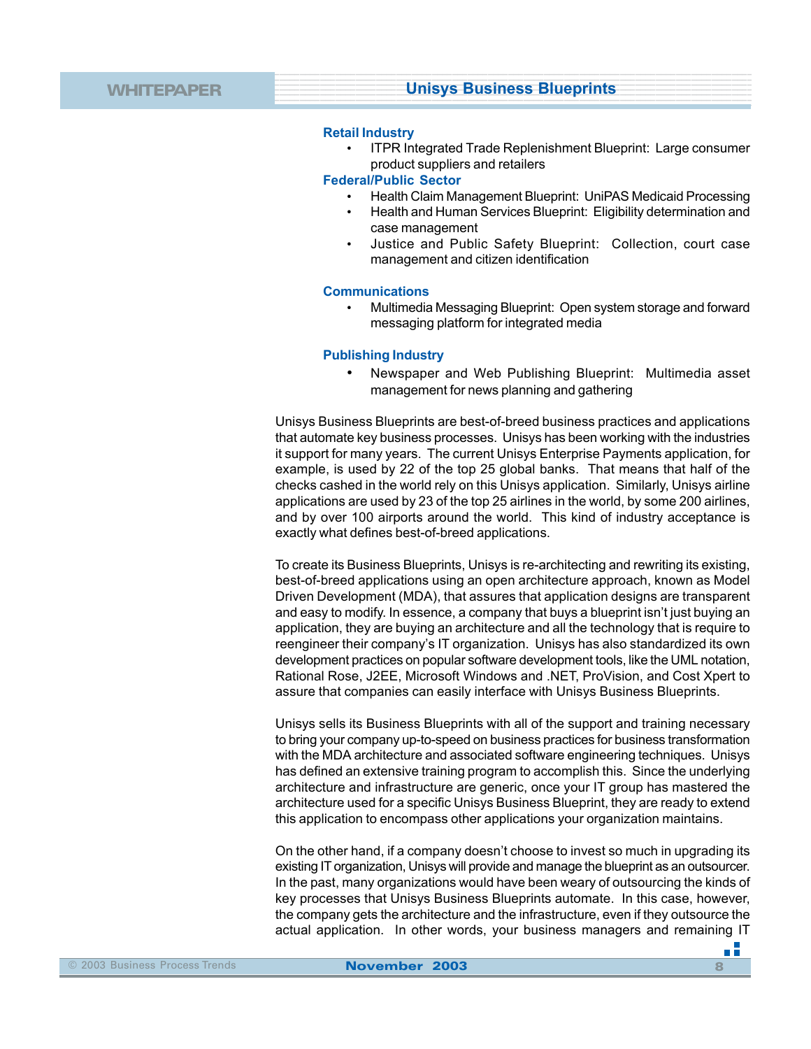### Retail Industry

- ITPR Integrated Trade Replenishment Blueprint: Large consumer product suppliers and retailers

### Federal/Public Sector

- Health Claim Management Blueprint: UniPAS Medicaid Processing
- Health and Human Services Blueprint: Eligibility determination and case management
- Justice and Public Safety Blueprint: Collection, court case management and citizen identification

### Communications

- Multimedia Messaging Blueprint: Open system storage and forward messaging platform for integrated media

### Publishing Industry

- Newspaper and Web Publishing Blueprint: Multimedia asset management for news planning and gathering

Unisys Business Blueprints are best-of-breed business practices and applications that automate key business processes. Unisys has been working with the industries it support for many years. The current Unisys Enterprise Payments application, for example, is used by 22 of the top 25 global banks. That means that half of the checks cashed in the world rely on this Unisys application. Similarly, Unisys airline applications are used by 23 of the top 25 airlines in the world, by some 200 airlines, and by over 100 airports around the world. This kind of industry acceptance is exactly what defines best-of-breed applications.

To create its Business Blueprints, Unisys is re-architecting and rewriting its existing, best-of-breed applications using an open architecture approach, known as Model Driven Development (MDA), that assures that application designs are transparent and easy to modify. In essence, a company that buys a blueprint isn't just buying an application, they are buying an architecture and all the technology that is require to reengineer their company's IT organization. Unisys has also standardized its own development practices on popular software development tools, like the UML notation, Rational Rose, J2EE, Microsoft Windows and .NET, ProVision, and Cost Xpert to assure that companies can easily interface with Unisys Business Blueprints.

Unisys sells its Business Blueprints with all of the support and training necessary to bring your company up-to-speed on business practices for business transformation with the MDA architecture and associated software engineering techniques. Unisys has defined an extensive training program to accomplish this. Since the underlying architecture and infrastructure are generic, once your IT group has mastered the architecture used for a specific Unisys Business Blueprint, they are ready to extend this application to encompass other applications your organization maintains.

On the other hand, if a company doesn't choose to invest so much in upgrading its existing IT organization, Unisys will provide and manage the blueprint as an outsourcer. In the past, many organizations would have been weary of outsourcing the kinds of key processes that Unisys Business Blueprints automate. In this case, however, the company gets the architecture and the infrastructure, even if they outsource the actual application. In other words, your business managers and remaining IT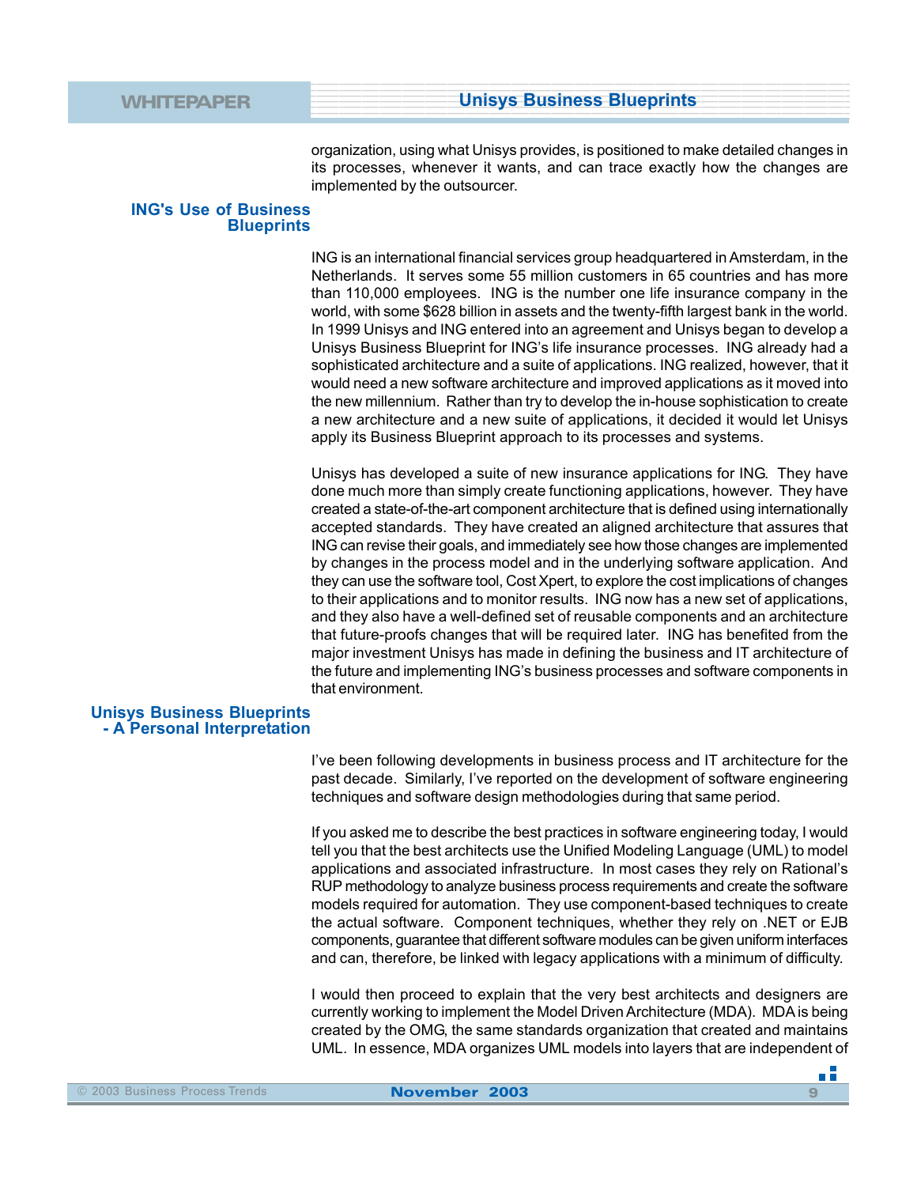organization, using what Unisys provides, is positioned to make detailed changes in its processes, whenever it wants, and can trace exactly how the changes are implemented by the outsourcer.

## ING's Use of Business Blueprints

ING is an international financial services group headquartered in Amsterdam, in the Netherlands. It serves some 55 million customers in 65 countries and has more than 110,000 employees. ING is the number one life insurance company in the world, with some $628 billion in assets and the twenty-fifth largest bank in the world. In 1999 Unisys and ING entered into an agreement and Unisys began to develop a Unisys Business Blueprint for ING's life insurance processes. ING already had a sophisticated architecture and a suite of applications. ING realized, however, that it would need a new software architecture and improved applications as it moved into the new millennium. Rather than try to develop the in-house sophistication to create a new architecture and a new suite of applications, it decided it would let Unisys apply its Business Blueprint approach to its processes and systems.

Unisys has developed a suite of new insurance applications for ING. They have done much more than simply create functioning applications, however. They have created a state-of-the-art component architecture that is defined using internationally accepted standards. They have created an aligned architecture that assures that ING can revise their goals, and immediately see how those changes are implemented by changes in the process model and in the underlying software application. And they can use the software tool, Cost Xpert, to explore the cost implications of changes to their applications and to monitor results. ING now has a new set of applications, and they also have a well-defined set of reusable components and an architecture that future-proofs changes that will be required later. ING has benefited from the major investment Unisys has made in defining the business and IT architecture of the future and implementing ING's business processes and software components in that environment.

## Unisys Business Blueprints - A Personal Interpretation

I've been following developments in business process and IT architecture for the past decade. Similarly, I've reported on the development of software engineering techniques and software design methodologies during that same period.

If you asked me to describe the best practices in software engineering today, I would tell you that the best architects use the Unified Modeling Language (UML) to model applications and associated infrastructure. In most cases they rely on Rational's RUP methodology to analyze business process requirements and create the software models required for automation. They use component-based techniques to create the actual software. Component techniques, whether they rely on .NET or EJB components, guarantee that different software modules can be given uniform interfaces and can, therefore, be linked with legacy applications with a minimum of difficulty.

I would then proceed to explain that the very best architects and designers are currently working to implement the Model Driven Architecture (MDA). MDA is being created by the OMG, the same standards organization that created and maintains UML. In essence, MDA organizes UML models into layers that are independent of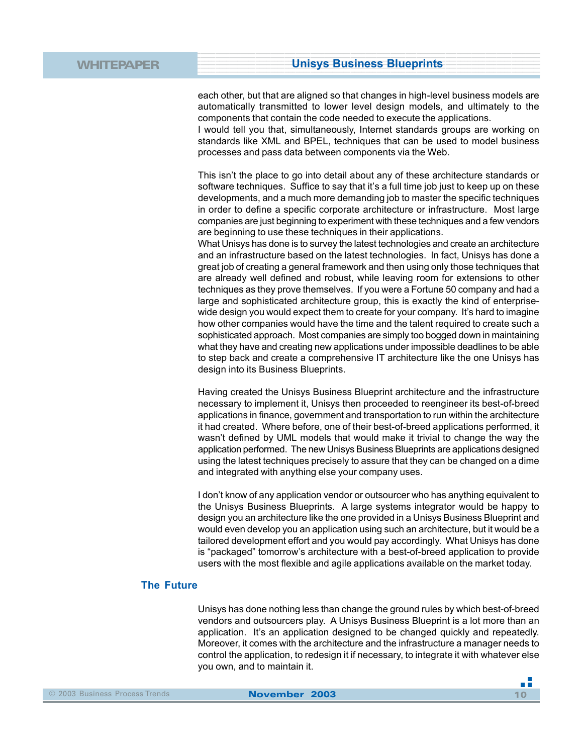each other, but that are aligned so that changes in high-level business models are automatically transmitted to lower level design models, and ultimately to the components that contain the code needed to execute the applications.
I would tell you that, simultaneously, Internet standards groups are working on standards like XML and BPEL, techniques that can be used to model business processes and pass data between components via the Web.

This isn't the place to go into detail about any of these architecture standards or software techniques. Suffice to say that it's a full time job just to keep up on these developments, and a much more demanding job to master the specific techniques in order to define a specific corporate architecture or infrastructure. Most large companies are just beginning to experiment with these techniques and a few vendors are beginning to use these techniques in their applications.
What Unisys has done is to survey the latest technologies and create an architecture and an infrastructure based on the latest technologies. In fact, Unisys has done a great job of creating a general framework and then using only those techniques that are already well defined and robust, while leaving room for extensions to other techniques as they prove themselves. If you were a Fortune 50 company and had a large and sophisticated architecture group, this is exactly the kind of enterprise-wide design you would expect them to create for your company. It's hard to imagine how other companies would have the time and the talent required to create such a sophisticated approach. Most companies are simply too bogged down in maintaining what they have and creating new applications under impossible deadlines to be able to step back and create a comprehensive IT architecture like the one Unisys has design into its Business Blueprints.

Having created the Unisys Business Blueprint architecture and the infrastructure necessary to implement it, Unisys then proceeded to reengineer its best-of-breed applications in finance, government and transportation to run within the architecture it had created. Where before, one of their best-of-breed applications performed, it wasn't defined by UML models that would make it trivial to change the way the application performed. The new Unisys Business Blueprints are applications designed using the latest techniques precisely to assure that they can be changed on a dime and integrated with anything else your company uses.

I don't know of any application vendor or outsourcer who has anything equivalent to the Unisys Business Blueprints. A large systems integrator would be happy to design you an architecture like the one provided in a Unisys Business Blueprint and would even develop you an application using such an architecture, but it would be a tailored development effort and you would pay accordingly. What Unisys has done is "packaged" tomorrow's architecture with a best-of-breed application to provide users with the most flexible and agile applications available on the market today.

## The Future

Unisys has done nothing less than change the ground rules by which best-of-breed vendors and outsourcers play. A Unisys Business Blueprint is a lot more than an application. It's an application designed to be changed quickly and repeatedly. Moreover, it comes with the architecture and the infrastructure a manager needs to control the application, to redesign it if necessary, to integrate it with whatever else you own, and to maintain it.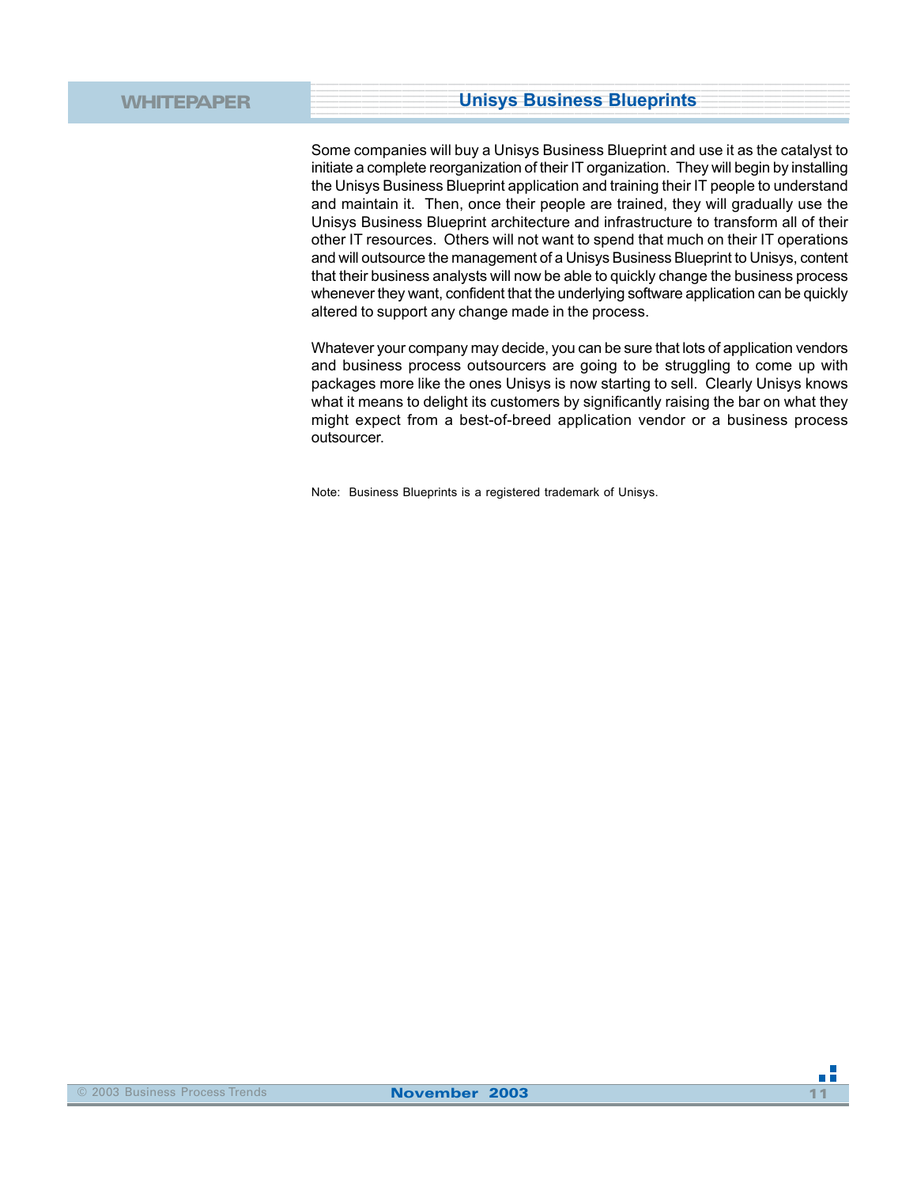Some companies will buy a Unisys Business Blueprint and use it as the catalyst to initiate a complete reorganization of their IT organization. They will begin by installing the Unisys Business Blueprint application and training their IT people to understand and maintain it. Then, once their people are trained, they will gradually use the Unisys Business Blueprint architecture and infrastructure to transform all of their other IT resources. Others will not want to spend that much on their IT operations and will outsource the management of a Unisys Business Blueprint to Unisys, content that their business analysts will now be able to quickly change the business process whenever they want, confident that the underlying software application can be quickly altered to support any change made in the process.

Whatever your company may decide, you can be sure that lots of application vendors and business process outsourcers are going to be struggling to come up with packages more like the ones Unisys is now starting to sell. Clearly Unisys knows what it means to delight its customers by significantly raising the bar on what they might expect from a best-of-breed application vendor or a business process outsourcer.

Note: Business Blueprints is a registered trademark of Unisys.